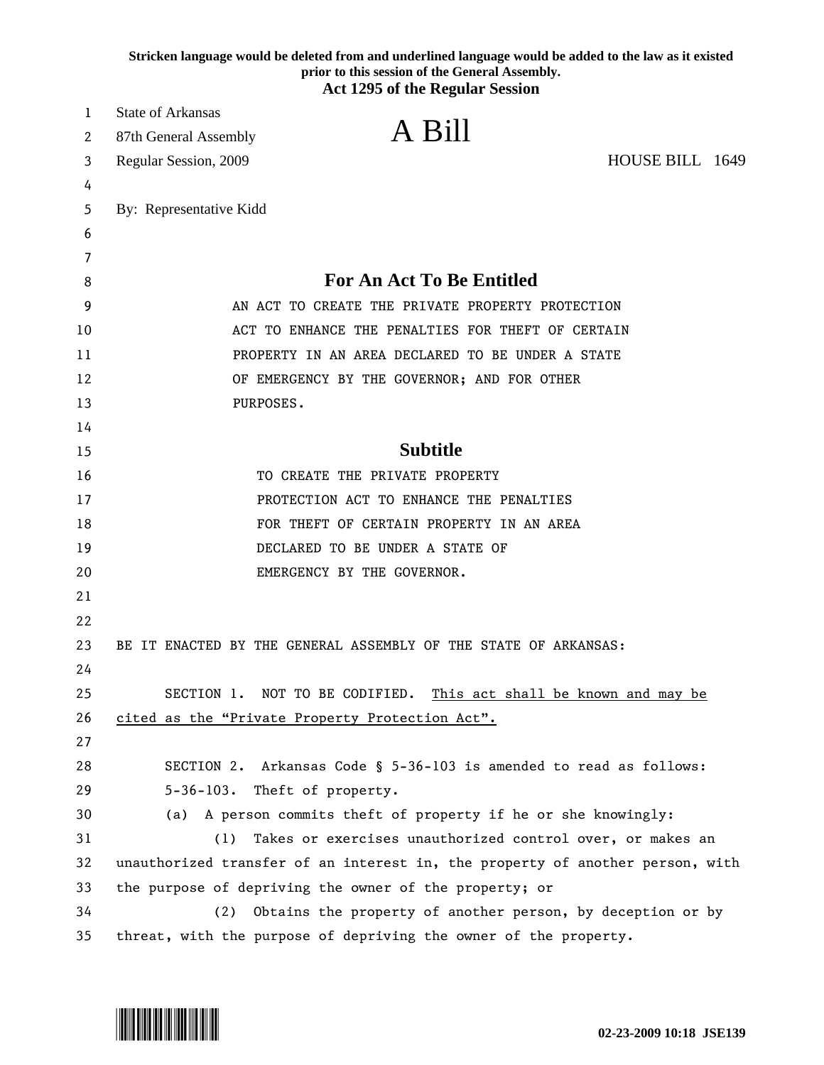Stricken language would be deleted from and underlined language would be added to the law as it existed prior to this session of the General Assembly.

**Act 1295 of the Regular Session**

State of Arkansas
87th General Assembly
Regular Session, 2009

# A Bill

HOUSE BILL 1649

By: Representative Kidd

## For An Act To Be Entitled

AN ACT TO CREATE THE PRIVATE PROPERTY PROTECTION ACT TO ENHANCE THE PENALTIES FOR THEFT OF CERTAIN PROPERTY IN AN AREA DECLARED TO BE UNDER A STATE OF EMERGENCY BY THE GOVERNOR; AND FOR OTHER PURPOSES.

## Subtitle

TO CREATE THE PRIVATE PROPERTY PROTECTION ACT TO ENHANCE THE PENALTIES FOR THEFT OF CERTAIN PROPERTY IN AN AREA DECLARED TO BE UNDER A STATE OF EMERGENCY BY THE GOVERNOR.

BE IT ENACTED BY THE GENERAL ASSEMBLY OF THE STATE OF ARKANSAS:

SECTION 1. NOT TO BE CODIFIED. <u>This act shall be known and may be cited as the "Private Property Protection Act".</u>

SECTION 2. Arkansas Code § 5-36-103 is amended to read as follows:

5-36-103. Theft of property.

(a) A person commits theft of property if he or she knowingly:

(1) Takes or exercises unauthorized control over, or makes an unauthorized transfer of an interest in, the property of another person, with the purpose of depriving the owner of the property; or

(2) Obtains the property of another person, by deception or by threat, with the purpose of depriving the owner of the property.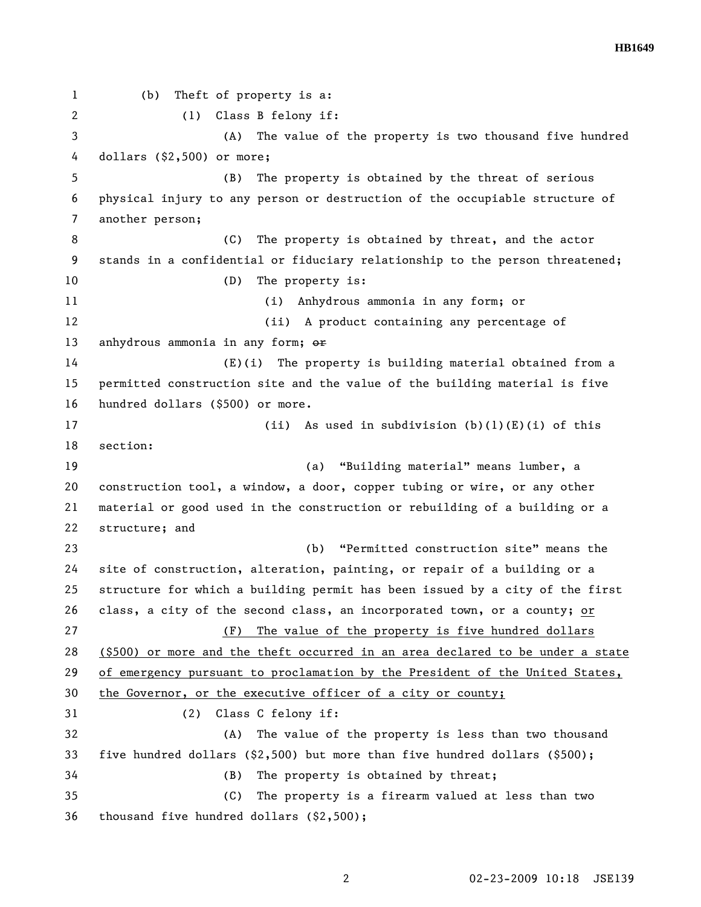(b) Theft of property is a:

(1) Class B felony if:

(A) The value of the property is two thousand five hundred dollars ($2,500) or more;

(B) The property is obtained by the threat of serious physical injury to any person or destruction of the occupiable structure of another person;

(C) The property is obtained by threat, and the actor stands in a confidential or fiduciary relationship to the person threatened;

(D) The property is:

(i) Anhydrous ammonia in any form; or

(ii) A product containing any percentage of anhydrous ammonia in any form; ~~or~~

(E)(i) The property is building material obtained from a permitted construction site and the value of the building material is five hundred dollars ($500) or more.

(ii) As used in subdivision (b)(1)(E)(i) of this section:

(a) "Building material" means lumber, a construction tool, a window, a door, copper tubing or wire, or any other material or good used in the construction or rebuilding of a building or a structure; and

(b) "Permitted construction site" means the site of construction, alteration, painting, or repair of a building or a structure for which a building permit has been issued by a city of the first class, a city of the second class, an incorporated town, or a county; <u>or</u>

<u>(F) The value of the property is five hundred dollars ($500) or more and the theft occurred in an area declared to be under a state of emergency pursuant to proclamation by the President of the United States, the Governor, or the executive officer of a city or county;</u>

(2) Class C felony if:

(A) The value of the property is less than two thousand five hundred dollars ($2,500) but more than five hundred dollars ($500);

(B) The property is obtained by threat;

(C) The property is a firearm valued at less than two thousand five hundred dollars ($2,500);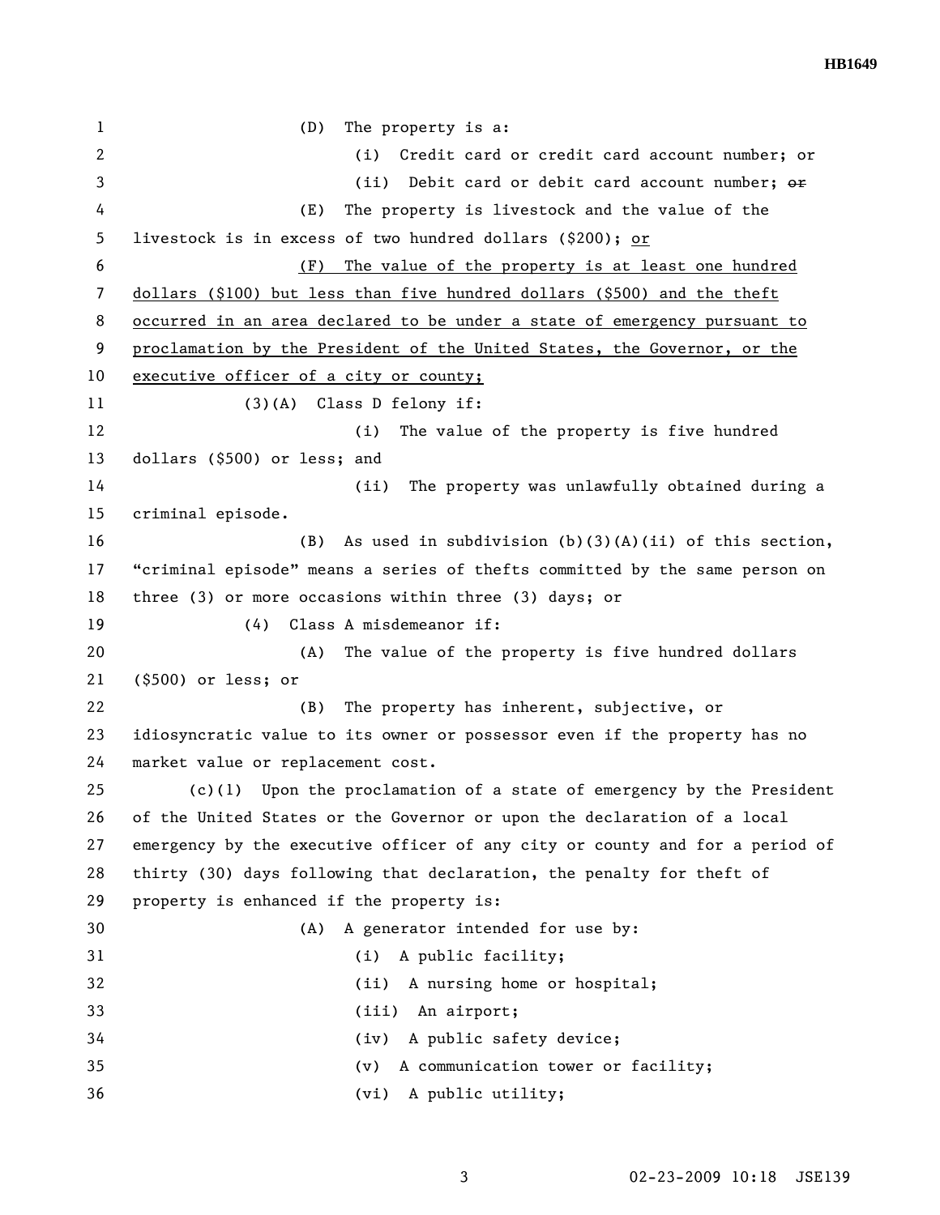(D) The property is a:

(i) Credit card or credit card account number; or

(ii) Debit card or debit card account number; ~~or~~

(E) The property is livestock and the value of the livestock is in excess of two hundred dollars ($200); <u>or</u>

<u>(F) The value of the property is at least one hundred dollars ($100) but less than five hundred dollars ($500) and the theft occurred in an area declared to be under a state of emergency pursuant to proclamation by the President of the United States, the Governor, or the executive officer of a city or county;</u>

(3)(A) Class D felony if:

(i) The value of the property is five hundred dollars ($500) or less; and

(ii) The property was unlawfully obtained during a criminal episode.

(B) As used in subdivision (b)(3)(A)(ii) of this section, "criminal episode" means a series of thefts committed by the same person on three (3) or more occasions within three (3) days; or

(4) Class A misdemeanor if:

(A) The value of the property is five hundred dollars ($500) or less; or

(B) The property has inherent, subjective, or idiosyncratic value to its owner or possessor even if the property has no market value or replacement cost.

(c)(1) Upon the proclamation of a state of emergency by the President of the United States or the Governor or upon the declaration of a local emergency by the executive officer of any city or county and for a period of thirty (30) days following that declaration, the penalty for theft of property is enhanced if the property is:

(A) A generator intended for use by:

(i) A public facility;

(ii) A nursing home or hospital;

(iii) An airport;

(iv) A public safety device;

(v) A communication tower or facility;

(vi) A public utility;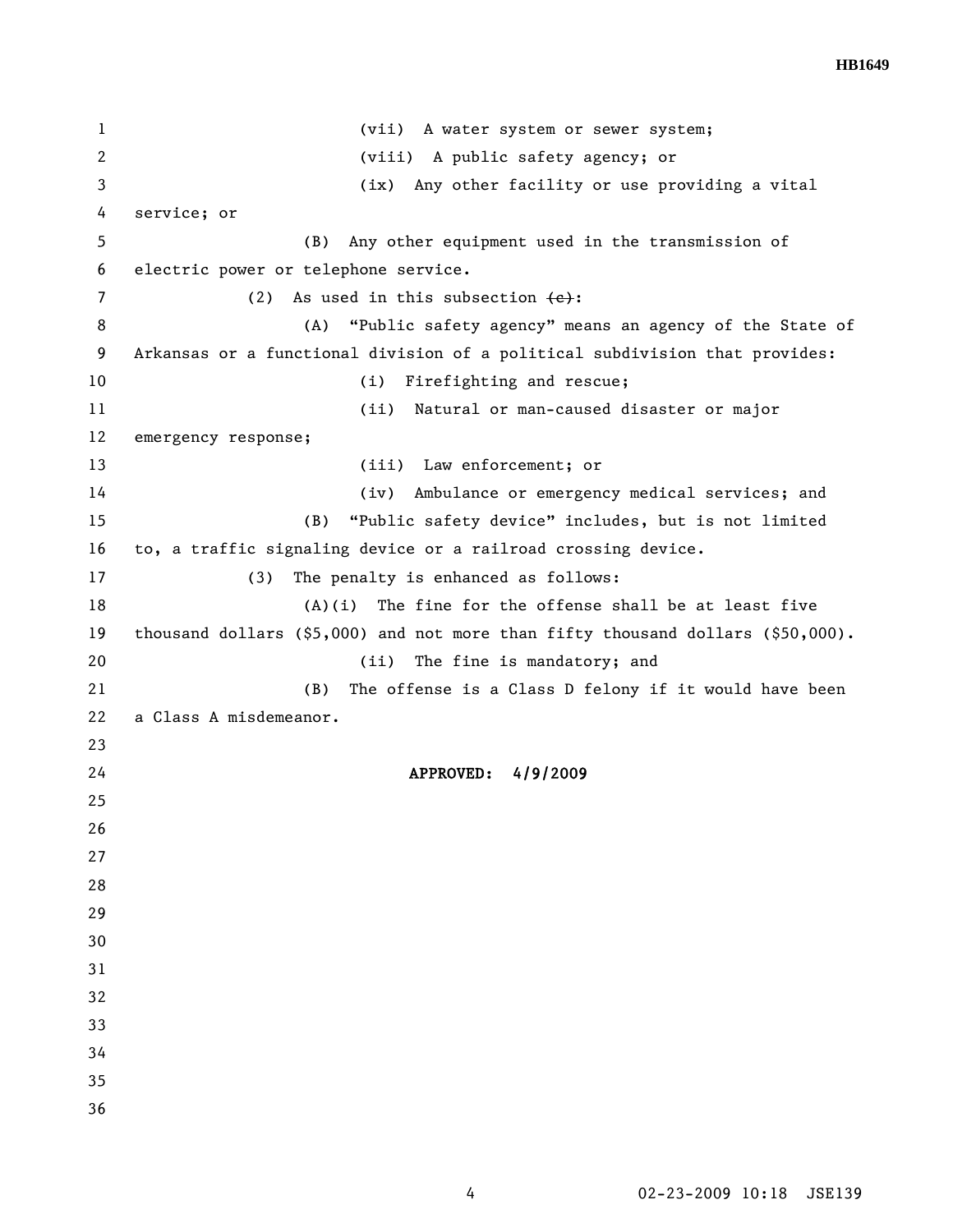(vii) A water system or sewer system;

(viii) A public safety agency; or

(ix) Any other facility or use providing a vital service; or

(B) Any other equipment used in the transmission of electric power or telephone service.

(2) As used in this subsection ~~(c)~~:

(A) "Public safety agency" means an agency of the State of Arkansas or a functional division of a political subdivision that provides:

(i) Firefighting and rescue;

(ii) Natural or man-caused disaster or major emergency response;

(iii) Law enforcement; or

(iv) Ambulance or emergency medical services; and

(B) "Public safety device" includes, but is not limited to, a traffic signaling device or a railroad crossing device.

(3) The penalty is enhanced as follows:

(A)(i) The fine for the offense shall be at least five thousand dollars ($5,000) and not more than fifty thousand dollars ($50,000).

(ii) The fine is mandatory; and

(B) The offense is a Class D felony if it would have been a Class A misdemeanor.

**APPROVED: 4/9/2009**